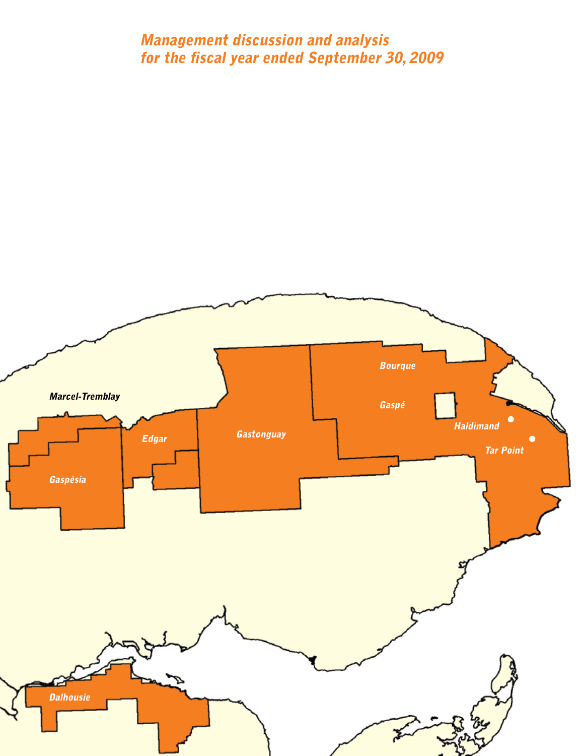# Management discussion and analysis for the fiscal year ended September 30, 2009

Marcel-Tremblay

Bourque

Gaspé

Haldimand

Tar Point

Edgar

Gastonguay

Gaspésia

Dalhousie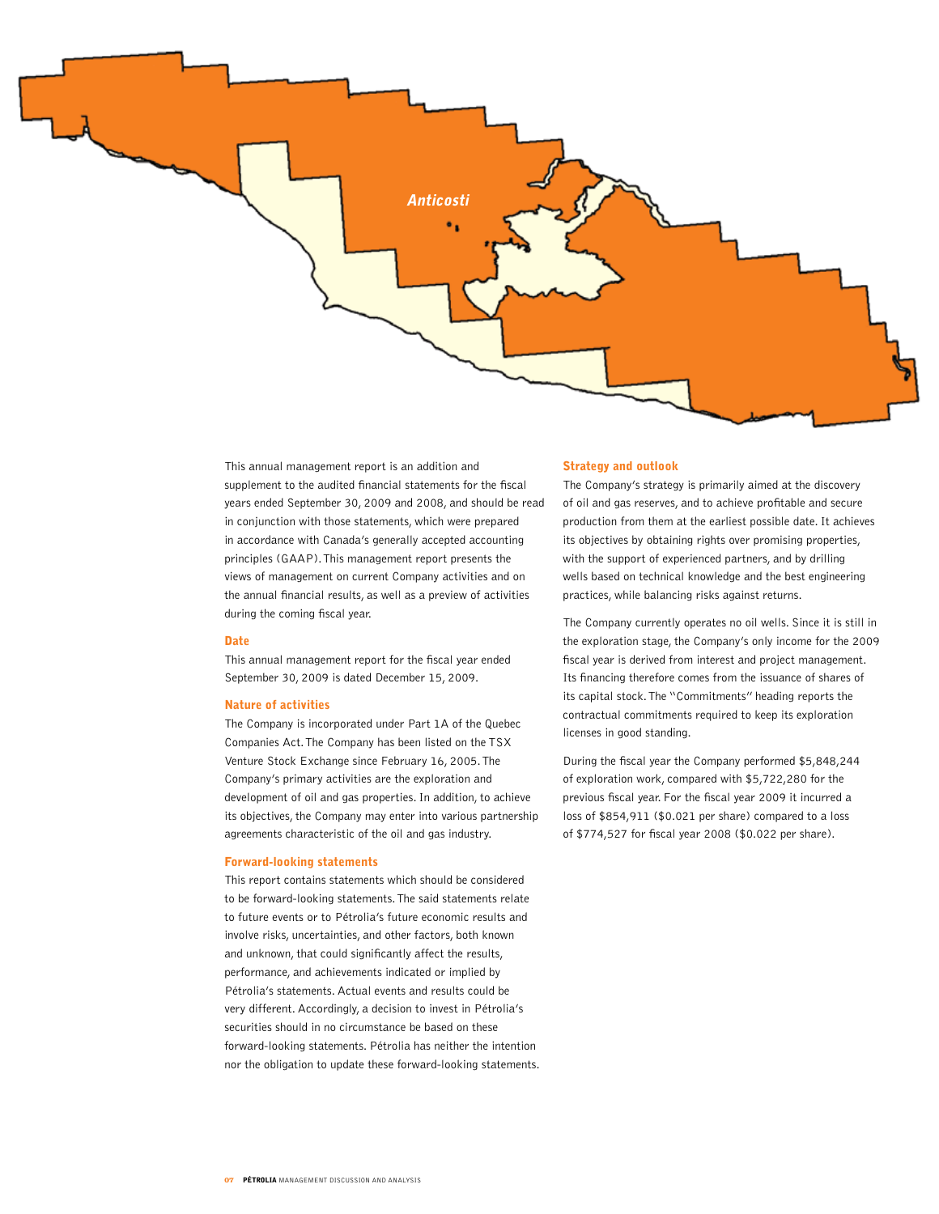Anticosti

This annual management report is an addition and supplement to the audited financial statements for the fiscal years ended September 30, 2009 and 2008, and should be read in conjunction with those statements, which were prepared in accordance with Canada's generally accepted accounting principles (GAAP). This management report presents the views of management on current Company activities and on the annual financial results, as well as a preview of activities during the coming fiscal year.

## Date

This annual management report for the fiscal year ended September 30, 2009 is dated December 15, 2009.

## Nature of activities

The Company is incorporated under Part 1A of the Quebec Companies Act. The Company has been listed on the TSX Venture Stock Exchange since February 16, 2005. The Company's primary activities are the exploration and development of oil and gas properties. In addition, to achieve its objectives, the Company may enter into various partnership agreements characteristic of the oil and gas industry.

## Forward-looking statements

This report contains statements which should be considered to be forward-looking statements. The said statements relate to future events or to Pétrolia's future economic results and involve risks, uncertainties, and other factors, both known and unknown, that could significantly affect the results, performance, and achievements indicated or implied by Pétrolia's statements. Actual events and results could be very different. Accordingly, a decision to invest in Pétrolia's securities should in no circumstance be based on these forward-looking statements. Pétrolia has neither the intention nor the obligation to update these forward-looking statements.

## Strategy and outlook

The Company's strategy is primarily aimed at the discovery of oil and gas reserves, and to achieve profitable and secure production from them at the earliest possible date. It achieves its objectives by obtaining rights over promising properties, with the support of experienced partners, and by drilling wells based on technical knowledge and the best engineering practices, while balancing risks against returns.

The Company currently operates no oil wells. Since it is still in the exploration stage, the Company's only income for the 2009 fiscal year is derived from interest and project management. Its financing therefore comes from the issuance of shares of its capital stock. The "Commitments" heading reports the contractual commitments required to keep its exploration licenses in good standing.

During the fiscal year the Company performed $5,848,244 of exploration work, compared with $5,722,280 for the previous fiscal year. For the fiscal year 2009 it incurred a loss of $854,911 ($0.021 per share) compared to a loss of $774,527 for fiscal year 2008 ($0.022 per share).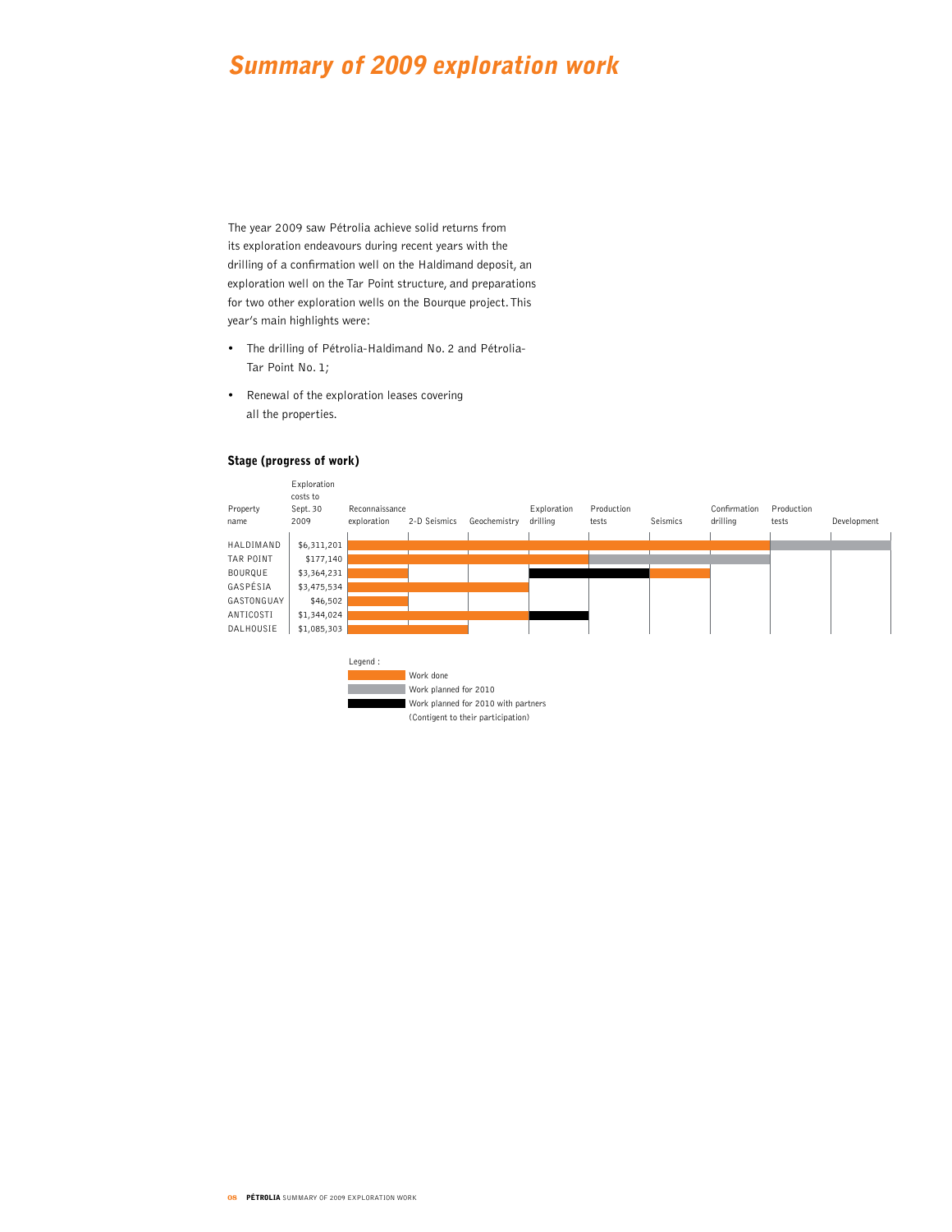# *Summary of 2009 exploration work*

The year 2009 saw Pétrolia achieve solid returns from its exploration endeavours during recent years with the drilling of a confirmation well on the Haldimand deposit, an exploration well on the Tar Point structure, and preparations for two other exploration wells on the Bourque project. This year's main highlights were:

- The drilling of Pétrolia-Haldimand No. 2 and Pétrolia-Tar Point No. 1;
- Renewal of the exploration leases covering all the properties.

## Stage (progress of work)

| Property name | Exploration costs to Sept. 30 2009 | Reconnaissance exploration | 2-D Seismics | Geochemistry | Exploration drilling | Production tests | Seismics | Confirmation drilling | Production tests | Development |
|---|---|---|---|---|---|---|---|---|---|---|
| HALDIMAND | $6,311,201 | Work done | Work done | Work done | Work done | Work done | Work done | Work done | Work planned for 2010 | Work planned for 2010 |
| TAR POINT | $177,140 | Work done | Work done | Work done | Work done | Work planned for 2010 | Work planned for 2010 | Work planned for 2010 | | |
| BOURQUE | $3,364,231 | Work done | | | Work planned for 2010 with partners | Work planned for 2010 with partners | Work done | | | |
| GASPÉSIA | $3,475,534 | Work done | Work done | Work done | | | | | | |
| GASTONGUAY | $46,502 | Work done | | | | | | | | |
| ANTICOSTI | $1,344,024 | Work done | Work done | Work done | Work planned for 2010 with partners | | | | | |
| DALHOUSIE | $1,085,303 | Work done | Work done | | | | | | | |

Legend :

- Work done
- Work planned for 2010
- Work planned for 2010 with partners (Contigent to their participation)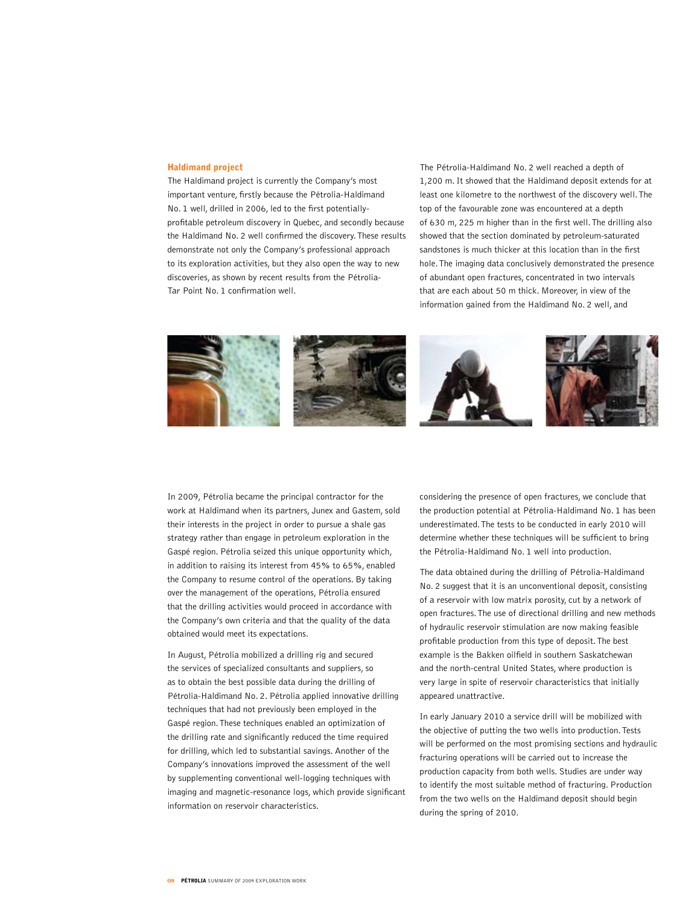## Haldimand project

The Haldimand project is currently the Company's most important venture, firstly because the Pétrolia-Haldimand No. 1 well, drilled in 2006, led to the first potentially-profitable petroleum discovery in Quebec, and secondly because the Haldimand No. 2 well confirmed the discovery. These results demonstrate not only the Company's professional approach to its exploration activities, but they also open the way to new discoveries, as shown by recent results from the Pétrolia-Tar Point No. 1 confirmation well.

The Pétrolia-Haldimand No. 2 well reached a depth of 1,200 m. It showed that the Haldimand deposit extends for at least one kilometre to the northwest of the discovery well. The top of the favourable zone was encountered at a depth of 630 m, 225 m higher than in the first well. The drilling also showed that the section dominated by petroleum-saturated sandstones is much thicker at this location than in the first hole. The imaging data conclusively demonstrated the presence of abundant open fractures, concentrated in two intervals that are each about 50 m thick. Moreover, in view of the information gained from the Haldimand No. 2 well, and considering the presence of open fractures, we conclude that the production potential at Pétrolia-Haldimand No. 1 has been underestimated. The tests to be conducted in early 2010 will determine whether these techniques will be sufficient to bring the Pétrolia-Haldimand No. 1 well into production.

In 2009, Pétrolia became the principal contractor for the work at Haldimand when its partners, Junex and Gastem, sold their interests in the project in order to pursue a shale gas strategy rather than engage in petroleum exploration in the Gaspé region. Pétrolia seized this unique opportunity which, in addition to raising its interest from 45% to 65%, enabled the Company to resume control of the operations. By taking over the management of the operations, Pétrolia ensured that the drilling activities would proceed in accordance with the Company's own criteria and that the quality of the data obtained would meet its expectations.

In August, Pétrolia mobilized a drilling rig and secured the services of specialized consultants and suppliers, so as to obtain the best possible data during the drilling of Pétrolia-Haldimand No. 2. Pétrolia applied innovative drilling techniques that had not previously been employed in the Gaspé region. These techniques enabled an optimization of the drilling rate and significantly reduced the time required for drilling, which led to substantial savings. Another of the Company's innovations improved the assessment of the well by supplementing conventional well-logging techniques with imaging and magnetic-resonance logs, which provide significant information on reservoir characteristics.

The data obtained during the drilling of Pétrolia-Haldimand No. 2 suggest that it is an unconventional deposit, consisting of a reservoir with low matrix porosity, cut by a network of open fractures. The use of directional drilling and new methods of hydraulic reservoir stimulation are now making feasible profitable production from this type of deposit. The best example is the Bakken oilfield in southern Saskatchewan and the north-central United States, where production is very large in spite of reservoir characteristics that initially appeared unattractive.

In early January 2010 a service drill will be mobilized with the objective of putting the two wells into production. Tests will be performed on the most promising sections and hydraulic fracturing operations will be carried out to increase the production capacity from both wells. Studies are under way to identify the most suitable method of fracturing. Production from the two wells on the Haldimand deposit should begin during the spring of 2010.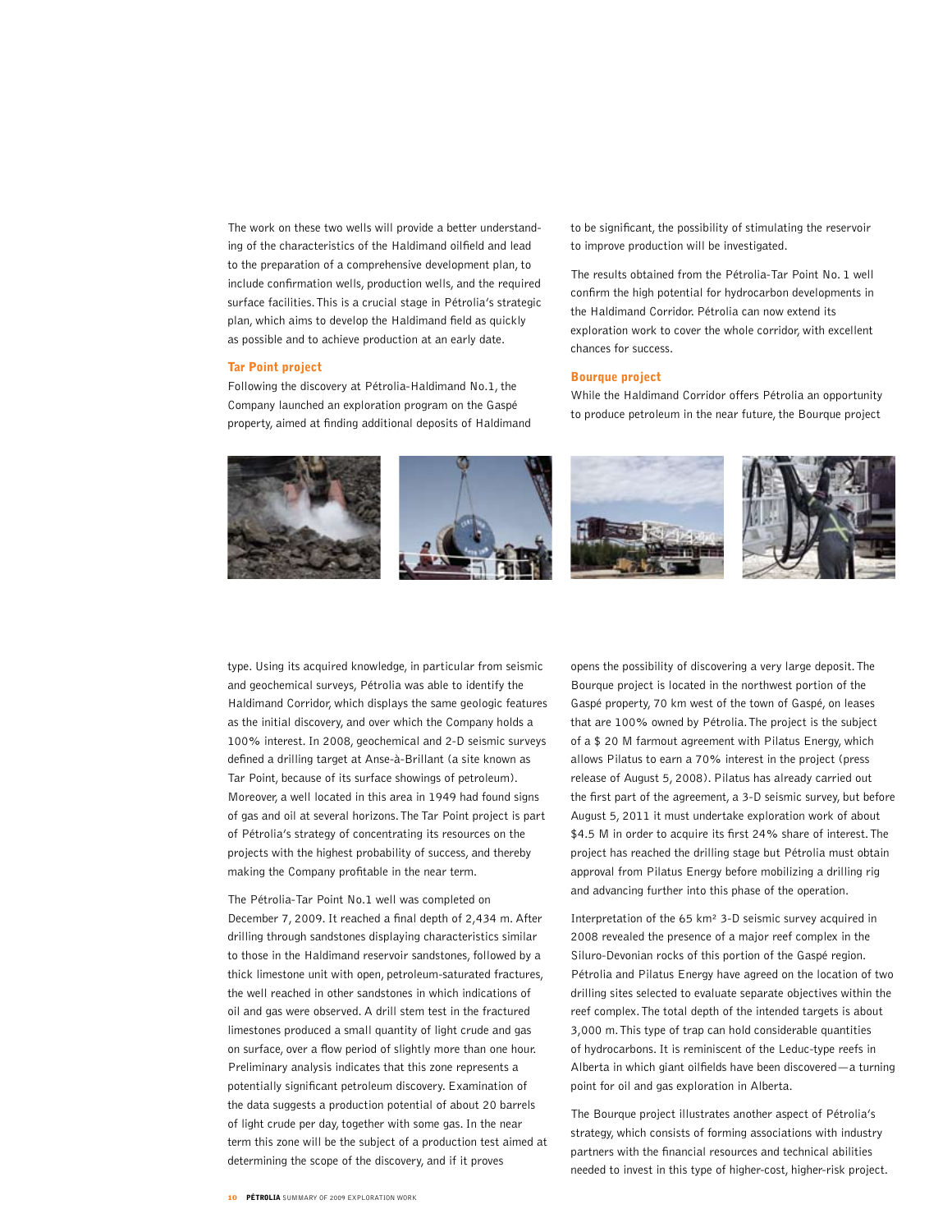The work on these two wells will provide a better understanding of the characteristics of the Haldimand oilfield and lead to the preparation of a comprehensive development plan, to include confirmation wells, production wells, and the required surface facilities. This is a crucial stage in Pétrolia's strategic plan, which aims to develop the Haldimand field as quickly as possible and to achieve production at an early date.

### Tar Point project

Following the discovery at Pétrolia-Haldimand No.1, the Company launched an exploration program on the Gaspé property, aimed at finding additional deposits of Haldimand type. Using its acquired knowledge, in particular from seismic and geochemical surveys, Pétrolia was able to identify the Haldimand Corridor, which displays the same geologic features as the initial discovery, and over which the Company holds a 100% interest. In 2008, geochemical and 2-D seismic surveys defined a drilling target at Anse-à-Brillant (a site known as Tar Point, because of its surface showings of petroleum). Moreover, a well located in this area in 1949 had found signs of gas and oil at several horizons. The Tar Point project is part of Pétrolia's strategy of concentrating its resources on the projects with the highest probability of success, and thereby making the Company profitable in the near term.

The Pétrolia-Tar Point No.1 well was completed on December 7, 2009. It reached a final depth of 2,434 m. After drilling through sandstones displaying characteristics similar to those in the Haldimand reservoir sandstones, followed by a thick limestone unit with open, petroleum-saturated fractures, the well reached in other sandstones in which indications of oil and gas were observed. A drill stem test in the fractured limestones produced a small quantity of light crude and gas on surface, over a flow period of slightly more than one hour. Preliminary analysis indicates that this zone represents a potentially significant petroleum discovery. Examination of the data suggests a production potential of about 20 barrels of light crude per day, together with some gas. In the near term this zone will be the subject of a production test aimed at determining the scope of the discovery, and if it proves to be significant, the possibility of stimulating the reservoir to improve production will be investigated.

The results obtained from the Pétrolia-Tar Point No. 1 well confirm the high potential for hydrocarbon developments in the Haldimand Corridor. Pétrolia can now extend its exploration work to cover the whole corridor, with excellent chances for success.

### Bourque project

While the Haldimand Corridor offers Pétrolia an opportunity to produce petroleum in the near future, the Bourque project opens the possibility of discovering a very large deposit. The Bourque project is located in the northwest portion of the Gaspé property, 70 km west of the town of Gaspé, on leases that are 100% owned by Pétrolia. The project is the subject of a $ 20 M farmout agreement with Pilatus Energy, which allows Pilatus to earn a 70% interest in the project (press release of August 5, 2008). Pilatus has already carried out the first part of the agreement, a 3-D seismic survey, but before August 5, 2011 it must undertake exploration work of about $4.5 M in order to acquire its first 24% share of interest. The project has reached the drilling stage but Pétrolia must obtain approval from Pilatus Energy before mobilizing a drilling rig and advancing further into this phase of the operation.

Interpretation of the 65 km² 3-D seismic survey acquired in 2008 revealed the presence of a major reef complex in the Siluro-Devonian rocks of this portion of the Gaspé region. Pétrolia and Pilatus Energy have agreed on the location of two drilling sites selected to evaluate separate objectives within the reef complex. The total depth of the intended targets is about 3,000 m. This type of trap can hold considerable quantities of hydrocarbons. It is reminiscent of the Leduc-type reefs in Alberta in which giant oilfields have been discovered—a turning point for oil and gas exploration in Alberta.

The Bourque project illustrates another aspect of Pétrolia's strategy, which consists of forming associations with industry partners with the financial resources and technical abilities needed to invest in this type of higher-cost, higher-risk project.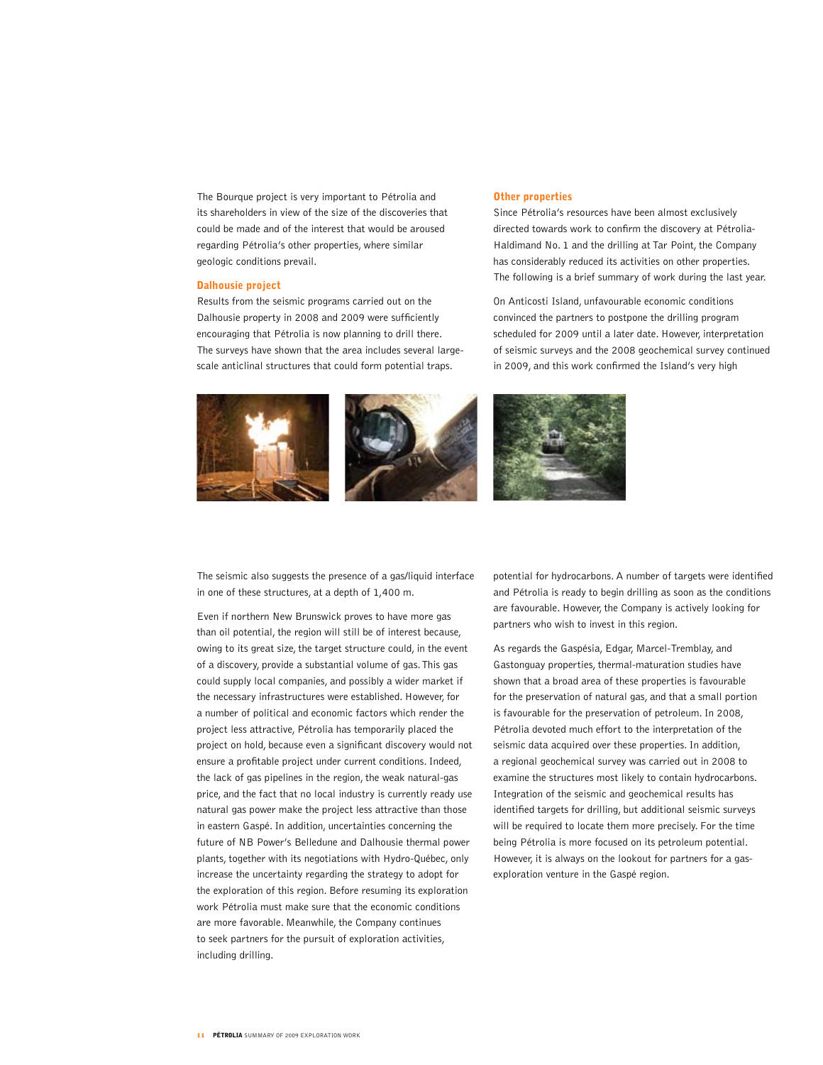The Bourque project is very important to Pétrolia and its shareholders in view of the size of the discoveries that could be made and of the interest that would be aroused regarding Pétrolia's other properties, where similar geologic conditions prevail.

## Dalhousie project

Results from the seismic programs carried out on the Dalhousie property in 2008 and 2009 were sufficiently encouraging that Pétrolia is now planning to drill there. The surveys have shown that the area includes several large-scale anticlinal structures that could form potential traps. The seismic also suggests the presence of a gas/liquid interface in one of these structures, at a depth of 1,400 m.

Even if northern New Brunswick proves to have more gas than oil potential, the region will still be of interest because, owing to its great size, the target structure could, in the event of a discovery, provide a substantial volume of gas. This gas could supply local companies, and possibly a wider market if the necessary infrastructures were established. However, for a number of political and economic factors which render the project less attractive, Pétrolia has temporarily placed the project on hold, because even a significant discovery would not ensure a profitable project under current conditions. Indeed, the lack of gas pipelines in the region, the weak natural-gas price, and the fact that no local industry is currently ready use natural gas power make the project less attractive than those in eastern Gaspé. In addition, uncertainties concerning the future of NB Power's Belledune and Dalhousie thermal power plants, together with its negotiations with Hydro-Québec, only increase the uncertainty regarding the strategy to adopt for the exploration of this region. Before resuming its exploration work Pétrolia must make sure that the economic conditions are more favorable. Meanwhile, the Company continues to seek partners for the pursuit of exploration activities, including drilling.

## Other properties

Since Pétrolia's resources have been almost exclusively directed towards work to confirm the discovery at Pétrolia-Haldimand No. 1 and the drilling at Tar Point, the Company has considerably reduced its activities on other properties. The following is a brief summary of work during the last year.

On Anticosti Island, unfavourable economic conditions convinced the partners to postpone the drilling program scheduled for 2009 until a later date. However, interpretation of seismic surveys and the 2008 geochemical survey continued in 2009, and this work confirmed the Island's very high potential for hydrocarbons. A number of targets were identified and Pétrolia is ready to begin drilling as soon as the conditions are favourable. However, the Company is actively looking for partners who wish to invest in this region.

As regards the Gaspésia, Edgar, Marcel-Tremblay, and Gastonguay properties, thermal-maturation studies have shown that a broad area of these properties is favourable for the preservation of natural gas, and that a small portion is favourable for the preservation of petroleum. In 2008, Pétrolia devoted much effort to the interpretation of the seismic data acquired over these properties. In addition, a regional geochemical survey was carried out in 2008 to examine the structures most likely to contain hydrocarbons. Integration of the seismic and geochemical results has identified targets for drilling, but additional seismic surveys will be required to locate them more precisely. For the time being Pétrolia is more focused on its petroleum potential. However, it is always on the lookout for partners for a gas-exploration venture in the Gaspé region.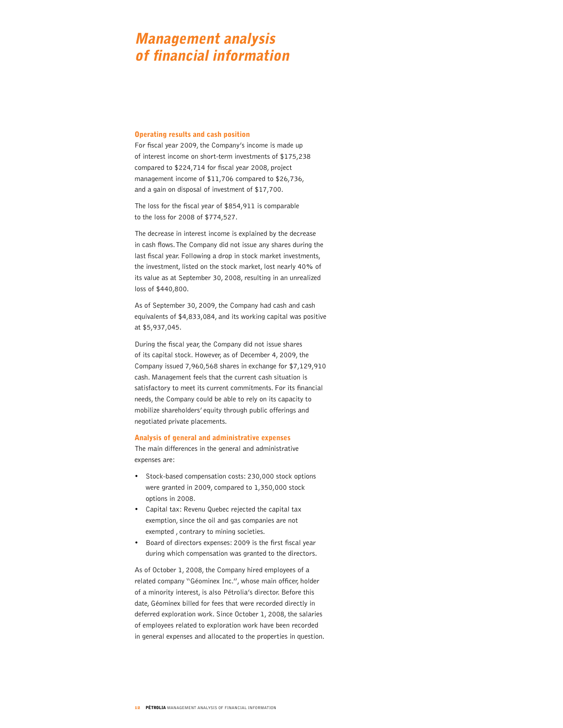# Management analysis of financial information

### Operating results and cash position

For fiscal year 2009, the Company's income is made up of interest income on short-term investments of $175,238 compared to $224,714 for fiscal year 2008, project management income of $11,706 compared to $26,736, and a gain on disposal of investment of $17,700.

The loss for the fiscal year of $854,911 is comparable to the loss for 2008 of $774,527.

The decrease in interest income is explained by the decrease in cash flows. The Company did not issue any shares during the last fiscal year. Following a drop in stock market investments, the investment, listed on the stock market, lost nearly 40% of its value as at September 30, 2008, resulting in an unrealized loss of $440,800.

As of September 30, 2009, the Company had cash and cash equivalents of $4,833,084, and its working capital was positive at $5,937,045.

During the fiscal year, the Company did not issue shares of its capital stock. However, as of December 4, 2009, the Company issued 7,960,568 shares in exchange for $7,129,910 cash. Management feels that the current cash situation is satisfactory to meet its current commitments. For its financial needs, the Company could be able to rely on its capacity to mobilize shareholders' equity through public offerings and negotiated private placements.

### Analysis of general and administrative expenses

The main differences in the general and administrative expenses are:

- Stock-based compensation costs: 230,000 stock options were granted in 2009, compared to 1,350,000 stock options in 2008.
- Capital tax: Revenu Quebec rejected the capital tax exemption, since the oil and gas companies are not exempted , contrary to mining societies.
- Board of directors expenses: 2009 is the first fiscal year during which compensation was granted to the directors.

As of October 1, 2008, the Company hired employees of a related company "Géominex Inc.", whose main officer, holder of a minority interest, is also Pétrolia's director. Before this date, Géominex billed for fees that were recorded directly in deferred exploration work. Since October 1, 2008, the salaries of employees related to exploration work have been recorded in general expenses and allocated to the properties in question.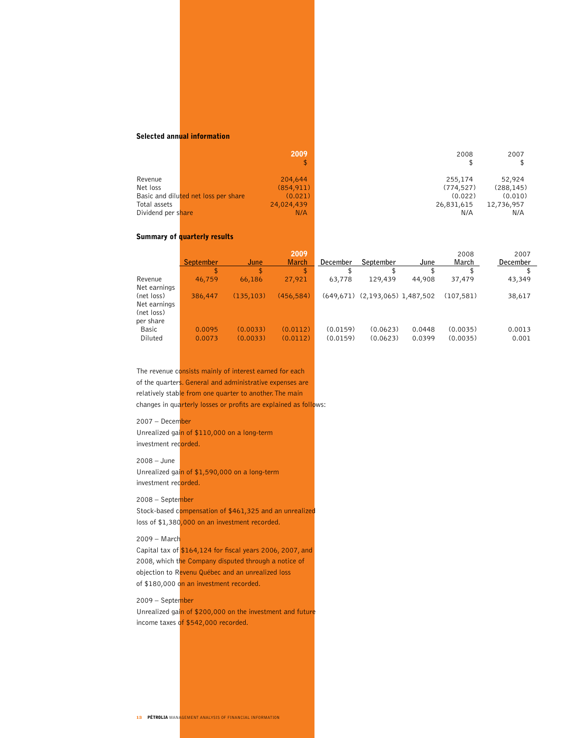### Selected annual information

| | 2009 | 2008 | 2007 |
|---|---|---|---|
| | $ | $ | $ |
| Revenue | 204,644 | 255,174 | 52,924 |
| Net loss | (854,911) | (774,527) | (288,145) |
| Basic and diluted net loss per share | (0.021) | (0.022) | (0.010) |
| Total assets | 24,024,439 | 26,831,615 | 12,736,957 |
| Dividend per share | N/A | N/A | N/A |

### Summary of quarterly results

| | 2009 | | | 2008 | | | | 2007 |
|---|---|---|---|---|---|---|---|---|
| | September | June | March | December | September | June | March | December |
| | $ | $ | $ | $ | $ | $ | $ | $ |
| Revenue | 46,759 | 66,186 | 27,921 | 63,778 | 129,439 | 44,908 | 37,479 | 43,349 |
| Net earnings (net loss) | 386,447 | (135,103) | (456,584) | (649,671) | (2,193,065) | 1,487,502 | (107,581) | 38,617 |
| Net earnings (net loss) per share | | | | | | | | |
| Basic | 0.0095 | (0.0033) | (0.0112) | (0.0159) | (0.0623) | 0.0448 | (0.0035) | 0.0013 |
| Diluted | 0.0073 | (0.0033) | (0.0112) | (0.0159) | (0.0623) | 0.0399 | (0.0035) | 0.001 |

The revenue consists mainly of interest earned for each of the quarters. General and administrative expenses are relatively stable from one quarter to another. The main changes in quarterly losses or profits are explained as follows:

2007 – December
Unrealized gain of $110,000 on a long-term investment recorded.

2008 – June
Unrealized gain of $1,590,000 on a long-term investment recorded.

2008 – September
Stock-based compensation of $461,325 and an unrealized loss of $1,380,000 on an investment recorded.

2009 – March
Capital tax of $164,124 for fiscal years 2006, 2007, and 2008, which the Company disputed through a notice of objection to Revenu Québec and an unrealized loss of $180,000 on an investment recorded.

2009 – September
Unrealized gain of $200,000 on the investment and future income taxes of $542,000 recorded.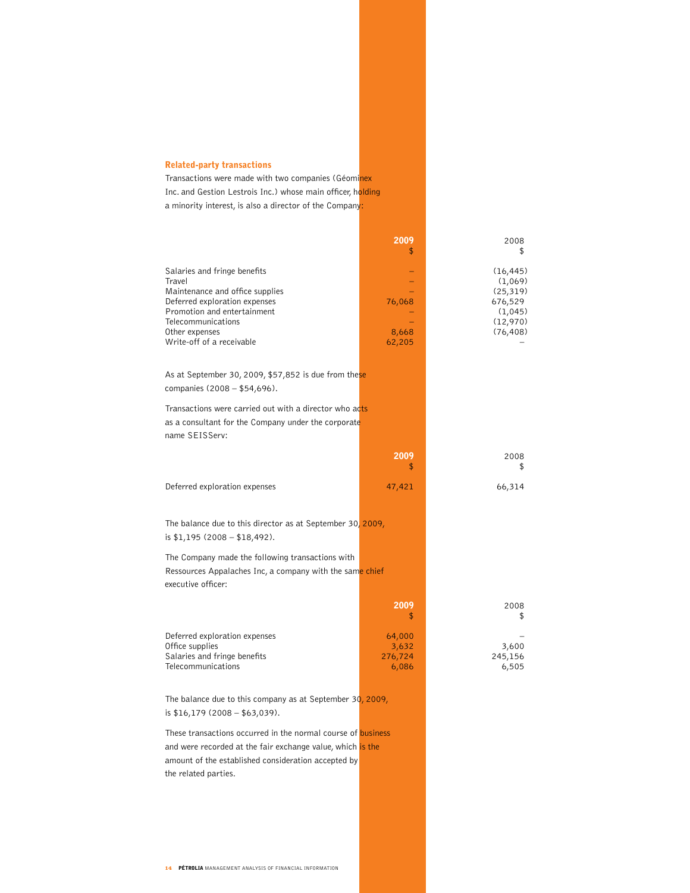## Related-party transactions

Transactions were made with two companies (Géominex Inc. and Gestion Lestrois Inc.) whose main officer, holding a minority interest, is also a director of the Company:

| | 2009<br>$ | 2008<br>$ |
|---|---|---|
| Salaries and fringe benefits | – | (16,445) |
| Travel | – | (1,069) |
| Maintenance and office supplies | – | (25,319) |
| Deferred exploration expenses | 76,068 | 676,529 |
| Promotion and entertainment | – | (1,045) |
| Telecommunications | – | (12,970) |
| Other expenses | 8,668 | (76,408) |
| Write-off of a receivable | 62,205 | – |

As at September 30, 2009, $57,852 is due from these companies (2008 – $54,696).

Transactions were carried out with a director who acts as a consultant for the Company under the corporate name SEISServ:

| | 2009<br>$ | 2008<br>$ |
|---|---|---|
| Deferred exploration expenses | 47,421 | 66,314 |

The balance due to this director as at September 30, 2009, is $1,195 (2008 – $18,492).

The Company made the following transactions with Ressources Appalaches Inc, a company with the same chief executive officer:

| | 2009<br>$ | 2008<br>$ |
|---|---|---|
| Deferred exploration expenses | 64,000 | – |
| Office supplies | 3,632 | 3,600 |
| Salaries and fringe benefits | 276,724 | 245,156 |
| Telecommunications | 6,086 | 6,505 |

The balance due to this company as at September 30, 2009, is $16,179 (2008 – $63,039).

These transactions occurred in the normal course of business and were recorded at the fair exchange value, which is the amount of the established consideration accepted by the related parties.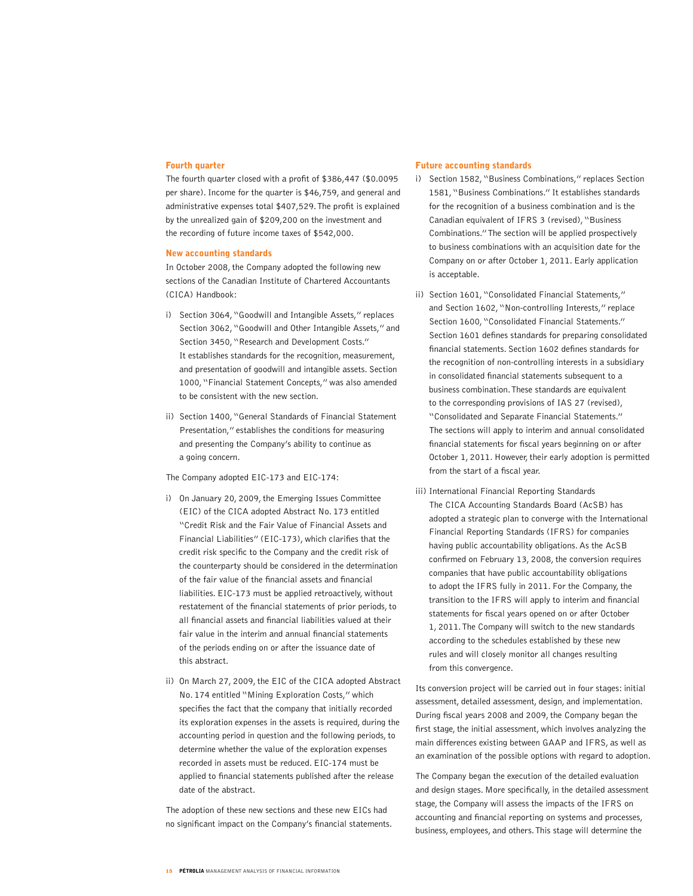## Fourth quarter

The fourth quarter closed with a profit of $386,447 ($0.0095 per share). Income for the quarter is $46,759, and general and administrative expenses total $407,529. The profit is explained by the unrealized gain of $209,200 on the investment and the recording of future income taxes of $542,000.

## New accounting standards

In October 2008, the Company adopted the following new sections of the Canadian Institute of Chartered Accountants (CICA) Handbook:

i) Section 3064, "Goodwill and Intangible Assets," replaces Section 3062, "Goodwill and Other Intangible Assets," and Section 3450, "Research and Development Costs." It establishes standards for the recognition, measurement, and presentation of goodwill and intangible assets. Section 1000, "Financial Statement Concepts," was also amended to be consistent with the new section.

ii) Section 1400, "General Standards of Financial Statement Presentation," establishes the conditions for measuring and presenting the Company's ability to continue as a going concern.

The Company adopted EIC-173 and EIC-174:

i) On January 20, 2009, the Emerging Issues Committee (EIC) of the CICA adopted Abstract No. 173 entitled "Credit Risk and the Fair Value of Financial Assets and Financial Liabilities" (EIC-173), which clarifies that the credit risk specific to the Company and the credit risk of the counterparty should be considered in the determination of the fair value of the financial assets and financial liabilities. EIC-173 must be applied retroactively, without restatement of the financial statements of prior periods, to all financial assets and financial liabilities valued at their fair value in the interim and annual financial statements of the periods ending on or after the issuance date of this abstract.

ii) On March 27, 2009, the EIC of the CICA adopted Abstract No. 174 entitled "Mining Exploration Costs," which specifies the fact that the company that initially recorded its exploration expenses in the assets is required, during the accounting period in question and the following periods, to determine whether the value of the exploration expenses recorded in assets must be reduced. EIC-174 must be applied to financial statements published after the release date of the abstract.

The adoption of these new sections and these new EICs had no significant impact on the Company's financial statements.

## Future accounting standards

i) Section 1582, "Business Combinations," replaces Section 1581, "Business Combinations." It establishes standards for the recognition of a business combination and is the Canadian equivalent of IFRS 3 (revised), "Business Combinations." The section will be applied prospectively to business combinations with an acquisition date for the Company on or after October 1, 2011. Early application is acceptable.

ii) Section 1601, "Consolidated Financial Statements," and Section 1602, "Non-controlling Interests," replace Section 1600, "Consolidated Financial Statements." Section 1601 defines standards for preparing consolidated financial statements. Section 1602 defines standards for the recognition of non-controlling interests in a subsidiary in consolidated financial statements subsequent to a business combination. These standards are equivalent to the corresponding provisions of IAS 27 (revised), "Consolidated and Separate Financial Statements." The sections will apply to interim and annual consolidated financial statements for fiscal years beginning on or after October 1, 2011. However, their early adoption is permitted from the start of a fiscal year.

iii) International Financial Reporting Standards
The CICA Accounting Standards Board (AcSB) has adopted a strategic plan to converge with the International Financial Reporting Standards (IFRS) for companies having public accountability obligations. As the AcSB confirmed on February 13, 2008, the conversion requires companies that have public accountability obligations to adopt the IFRS fully in 2011. For the Company, the transition to the IFRS will apply to interim and financial statements for fiscal years opened on or after October 1, 2011. The Company will switch to the new standards according to the schedules established by these new rules and will closely monitor all changes resulting from this convergence.

Its conversion project will be carried out in four stages: initial assessment, detailed assessment, design, and implementation. During fiscal years 2008 and 2009, the Company began the first stage, the initial assessment, which involves analyzing the main differences existing between GAAP and IFRS, as well as an examination of the possible options with regard to adoption.

The Company began the execution of the detailed evaluation and design stages. More specifically, in the detailed assessment stage, the Company will assess the impacts of the IFRS on accounting and financial reporting on systems and processes, business, employees, and others. This stage will determine the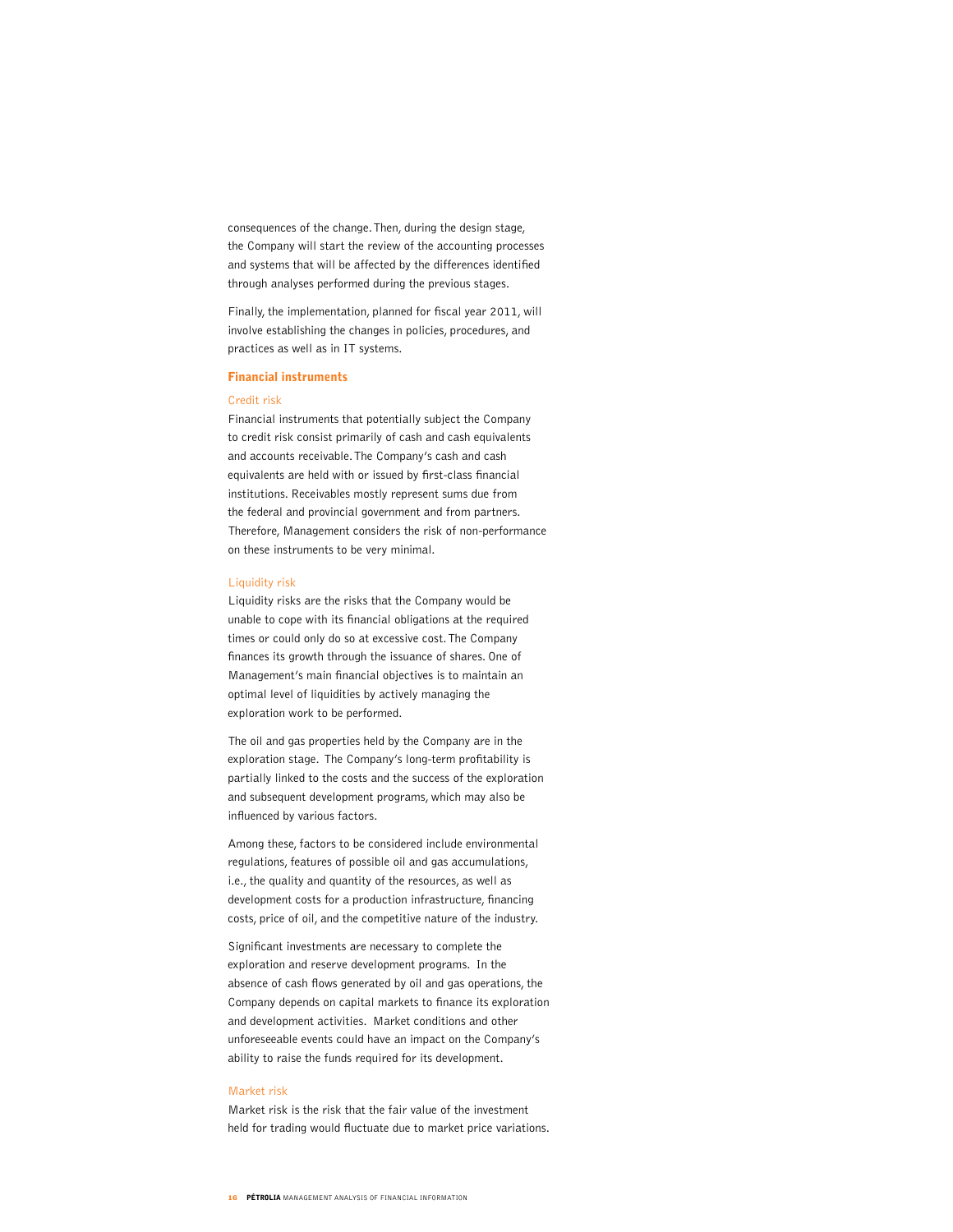consequences of the change. Then, during the design stage, the Company will start the review of the accounting processes and systems that will be affected by the differences identified through analyses performed during the previous stages.

Finally, the implementation, planned for fiscal year 2011, will involve establishing the changes in policies, procedures, and practices as well as in IT systems.

## Financial instruments

### Credit risk

Financial instruments that potentially subject the Company to credit risk consist primarily of cash and cash equivalents and accounts receivable. The Company's cash and cash equivalents are held with or issued by first-class financial institutions. Receivables mostly represent sums due from the federal and provincial government and from partners. Therefore, Management considers the risk of non-performance on these instruments to be very minimal.

### Liquidity risk

Liquidity risks are the risks that the Company would be unable to cope with its financial obligations at the required times or could only do so at excessive cost. The Company finances its growth through the issuance of shares. One of Management's main financial objectives is to maintain an optimal level of liquidities by actively managing the exploration work to be performed.

The oil and gas properties held by the Company are in the exploration stage. The Company's long-term profitability is partially linked to the costs and the success of the exploration and subsequent development programs, which may also be influenced by various factors.

Among these, factors to be considered include environmental regulations, features of possible oil and gas accumulations, i.e., the quality and quantity of the resources, as well as development costs for a production infrastructure, financing costs, price of oil, and the competitive nature of the industry.

Significant investments are necessary to complete the exploration and reserve development programs. In the absence of cash flows generated by oil and gas operations, the Company depends on capital markets to finance its exploration and development activities. Market conditions and other unforeseeable events could have an impact on the Company's ability to raise the funds required for its development.

### Market risk

Market risk is the risk that the fair value of the investment held for trading would fluctuate due to market price variations.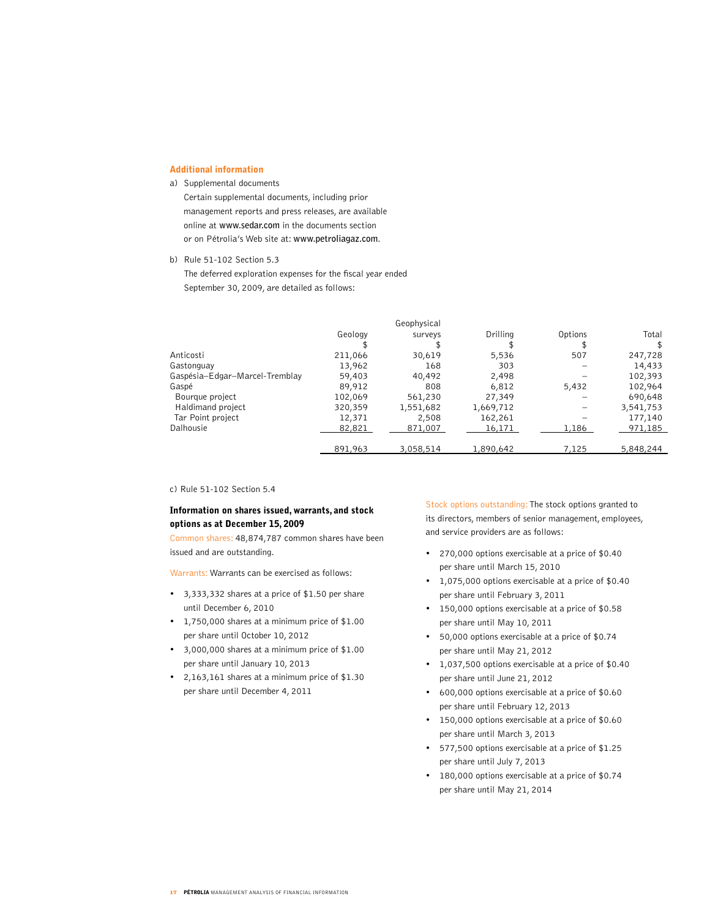## Additional information

a) Supplemental documents

Certain supplemental documents, including prior management reports and press releases, are available online at www.sedar.com in the documents section or on Pétrolia's Web site at: www.petroliagaz.com.

b) Rule 51-102 Section 5.3

The deferred exploration expenses for the fiscal year ended September 30, 2009, are detailed as follows:

| | Geology | Geophysical surveys | Drilling | Options | Total |
|---|---|---|---|---|---|
| | $ | $ | $ | $ | $ |
| Anticosti | 211,066 | 30,619 | 5,536 | 507 | 247,728 |
| Gastonguay | 13,962 | 168 | 303 | – | 14,433 |
| Gaspésia–Edgar–Marcel-Tremblay | 59,403 | 40,492 | 2,498 | – | 102,393 |
| Gaspé | 89,912 | 808 | 6,812 | 5,432 | 102,964 |
| Bourque project | 102,069 | 561,230 | 27,349 | – | 690,648 |
| Haldimand project | 320,359 | 1,551,682 | 1,669,712 | – | 3,541,753 |
| Tar Point project | 12,371 | 2,508 | 162,261 | – | 177,140 |
| Dalhousie | 82,821 | 871,007 | 16,171 | 1,186 | 971,185 |
| | 891,963 | 3,058,514 | 1,890,642 | 7,125 | 5,848,244 |

c) Rule 51-102 Section 5.4

**Information on shares issued, warrants, and stock options as at December 15, 2009**

Common shares: 48,874,787 common shares have been issued and are outstanding.

Warrants: Warrants can be exercised as follows:

- 3,333,332 shares at a price of $1.50 per share until December 6, 2010
- 1,750,000 shares at a minimum price of $1.00 per share until October 10, 2012
- 3,000,000 shares at a minimum price of $1.00 per share until January 10, 2013
- 2,163,161 shares at a minimum price of $1.30 per share until December 4, 2011

Stock options outstanding: The stock options granted to its directors, members of senior management, employees, and service providers are as follows:

- 270,000 options exercisable at a price of $0.40 per share until March 15, 2010
- 1,075,000 options exercisable at a price of $0.40 per share until February 3, 2011
- 150,000 options exercisable at a price of $0.58 per share until May 10, 2011
- 50,000 options exercisable at a price of $0.74 per share until May 21, 2012
- 1,037,500 options exercisable at a price of $0.40 per share until June 21, 2012
- 600,000 options exercisable at a price of $0.60 per share until February 12, 2013
- 150,000 options exercisable at a price of $0.60 per share until March 3, 2013
- 577,500 options exercisable at a price of $1.25 per share until July 7, 2013
- 180,000 options exercisable at a price of $0.74 per share until May 21, 2014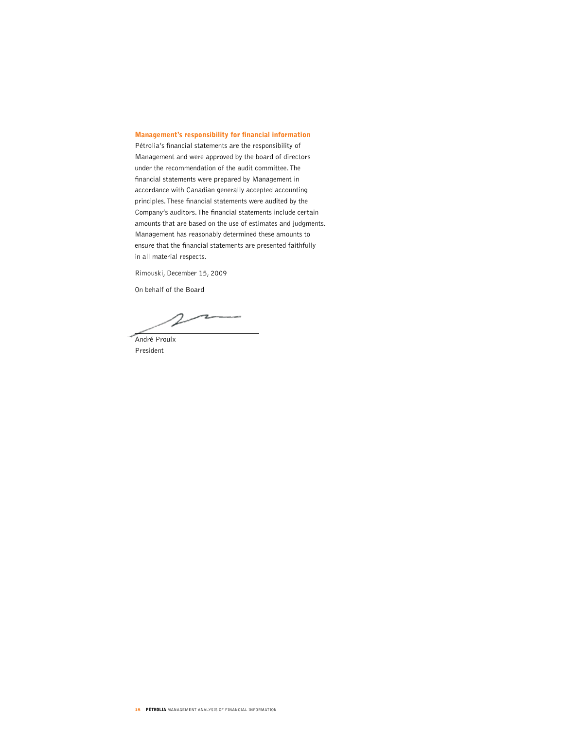## Management's responsibility for financial information

Pétrolia's financial statements are the responsibility of Management and were approved by the board of directors under the recommendation of the audit committee. The financial statements were prepared by Management in accordance with Canadian generally accepted accounting principles. These financial statements were audited by the Company's auditors. The financial statements include certain amounts that are based on the use of estimates and judgments. Management has reasonably determined these amounts to ensure that the financial statements are presented faithfully in all material respects.

Rimouski, December 15, 2009

On behalf of the Board

André Proulx
President